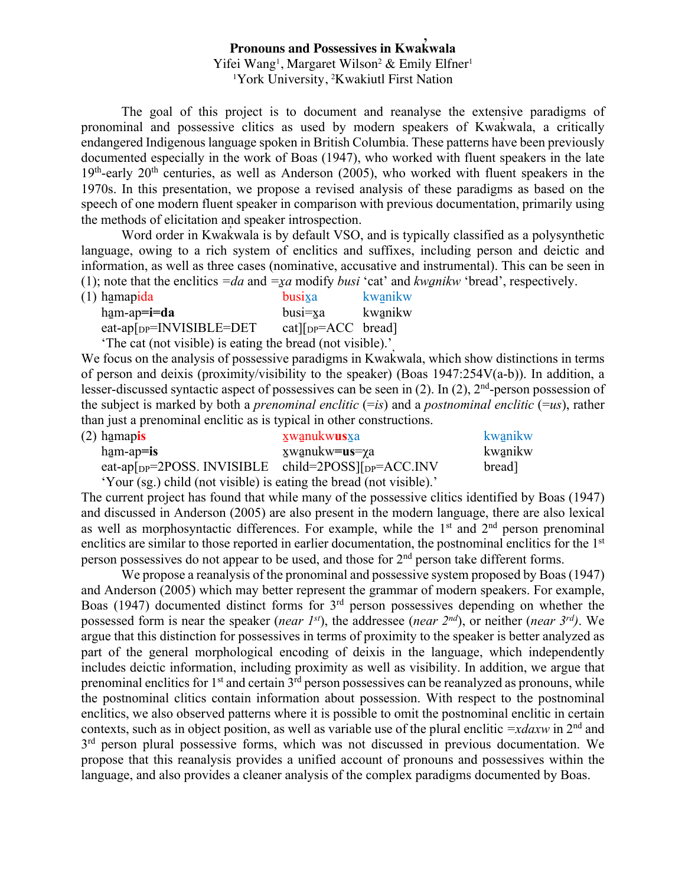# Pronouns and Possessives in Kwak̓wala

Yifei Wang[1], Margaret Wilson[2] & Emily Elfner[1]

[1]York University, [2]Kwakiutl First Nation

The goal of this project is to document and reanalyse the extensive paradigms of pronominal and possessive clitics as used by modern speakers of Kwak̓wala, a critically endangered Indigenous language spoken in British Columbia. These patterns have been previously documented especially in the work of Boas (1947), who worked with fluent speakers in the late 19th-early 20th centuries, as well as Anderson (2005), who worked with fluent speakers in the 1970s. In this presentation, we propose a revised analysis of these paradigms as based on the speech of one modern fluent speaker in comparison with previous documentation, primarily using the methods of elicitation and speaker introspection.

Word order in Kwak̓wala is by default VSO, and is typically classified as a polysynthetic language, owing to a rich system of enclitics and suffixes, including person and deictic and information, as well as three cases (nominative, accusative and instrumental). This can be seen in (1); note that the enclitics *=da* and *=x̱a* modify *busi* 'cat' and *kwa̱nikw* 'bread', respectively.

(1) ha̱mapida busix̱a kwa̱nikw
    ha̱m-ap**=i=da** busi=x̱a kwa̱nikw
    eat-ap[DP=INVISIBLE=DET cat][DP=ACC bread]
    'The cat (not visible) is eating the bread (not visible).'

We focus on the analysis of possessive paradigms in Kwak̓wala, which show distinctions in terms of person and deixis (proximity/visibility to the speaker) (Boas 1947:254V(a-b)). In addition, a lesser-discussed syntactic aspect of possessives can be seen in (2). In (2), 2nd-person possession of the subject is marked by both a *prenominal enclitic* (*=is*) and a *postnominal enclitic* (*=us*), rather than just a prenominal enclitic as is typical in other constructions.

(2) ha̱map**is** x̱wa̱nukw**us**x̱a kwa̱nikw
    ha̱m-ap**=is** x̱wa̱nukw**=us**=χa kwa̱nikw
    eat-ap[DP=2POSS. INVISIBLE child=2POSS][DP=ACC.INV bread]
    'Your (sg.) child (not visible) is eating the bread (not visible).'

The current project has found that while many of the possessive clitics identified by Boas (1947) and discussed in Anderson (2005) are also present in the modern language, there are also lexical as well as morphosyntactic differences. For example, while the 1st and 2nd person prenominal enclitics are similar to those reported in earlier documentation, the postnominal enclitics for the 1st person possessives do not appear to be used, and those for 2nd person take different forms.

We propose a reanalysis of the pronominal and possessive system proposed by Boas (1947) and Anderson (2005) which may better represent the grammar of modern speakers. For example, Boas (1947) documented distinct forms for 3rd person possessives depending on whether the possessed form is near the speaker (*near 1st*), the addressee (*near 2nd*), or neither (*near 3rd*). We argue that this distinction for possessives in terms of proximity to the speaker is better analyzed as part of the general morphological encoding of deixis in the language, which independently includes deictic information, including proximity as well as visibility. In addition, we argue that prenominal enclitics for 1st and certain 3rd person possessives can be reanalyzed as pronouns, while the postnominal clitics contain information about possession. With respect to the postnominal enclitics, we also observed patterns where it is possible to omit the postnominal enclitic in certain contexts, such as in object position, as well as variable use of the plural enclitic *=xdaxw* in 2nd and 3rd person plural possessive forms, which was not discussed in previous documentation. We propose that this reanalysis provides a unified account of pronouns and possessives within the language, and also provides a cleaner analysis of the complex paradigms documented by Boas.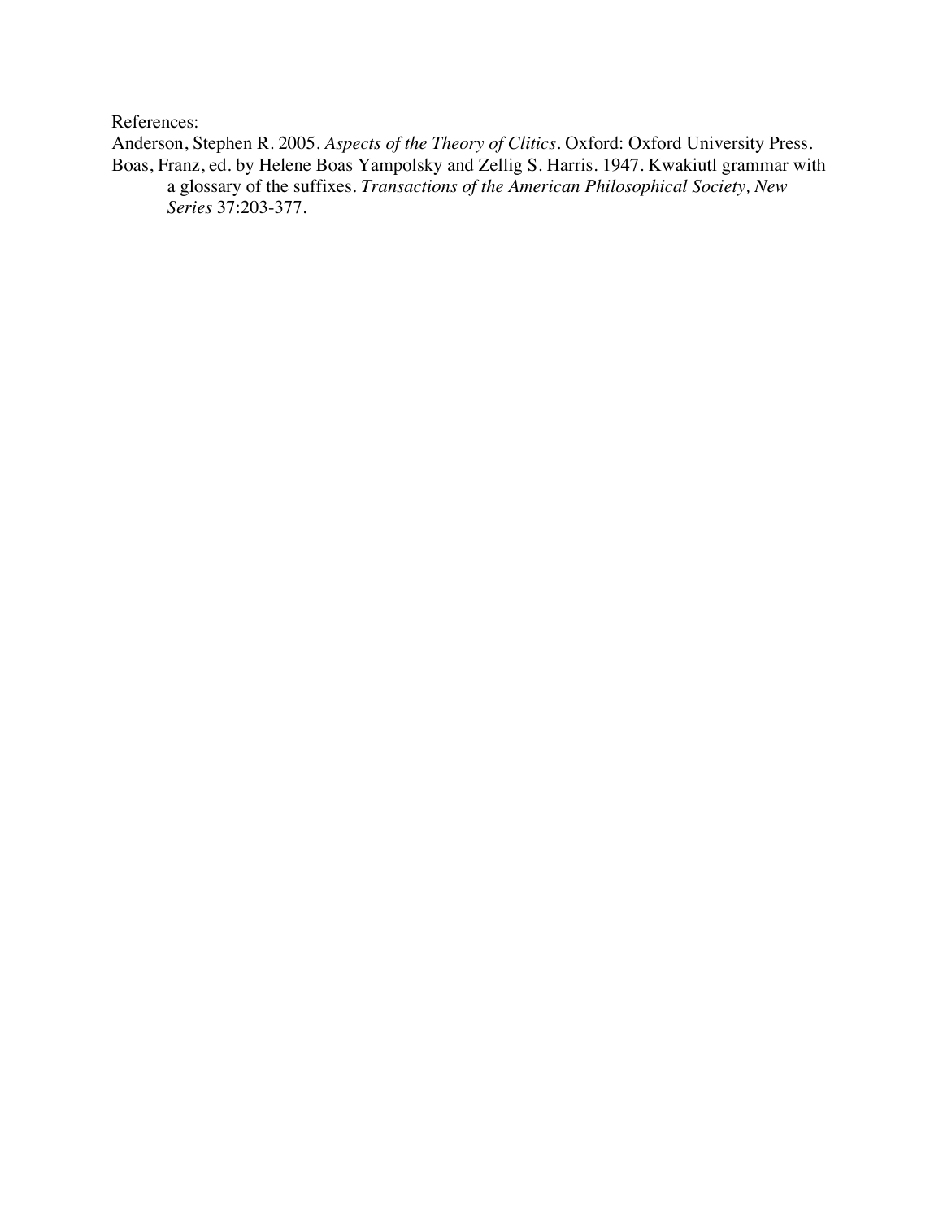References:

Anderson, Stephen R. 2005. *Aspects of the Theory of Clitics*. Oxford: Oxford University Press.

Boas, Franz, ed. by Helene Boas Yampolsky and Zellig S. Harris. 1947. Kwakiutl grammar with a glossary of the suffixes. *Transactions of the American Philosophical Society, New Series* 37:203-377.